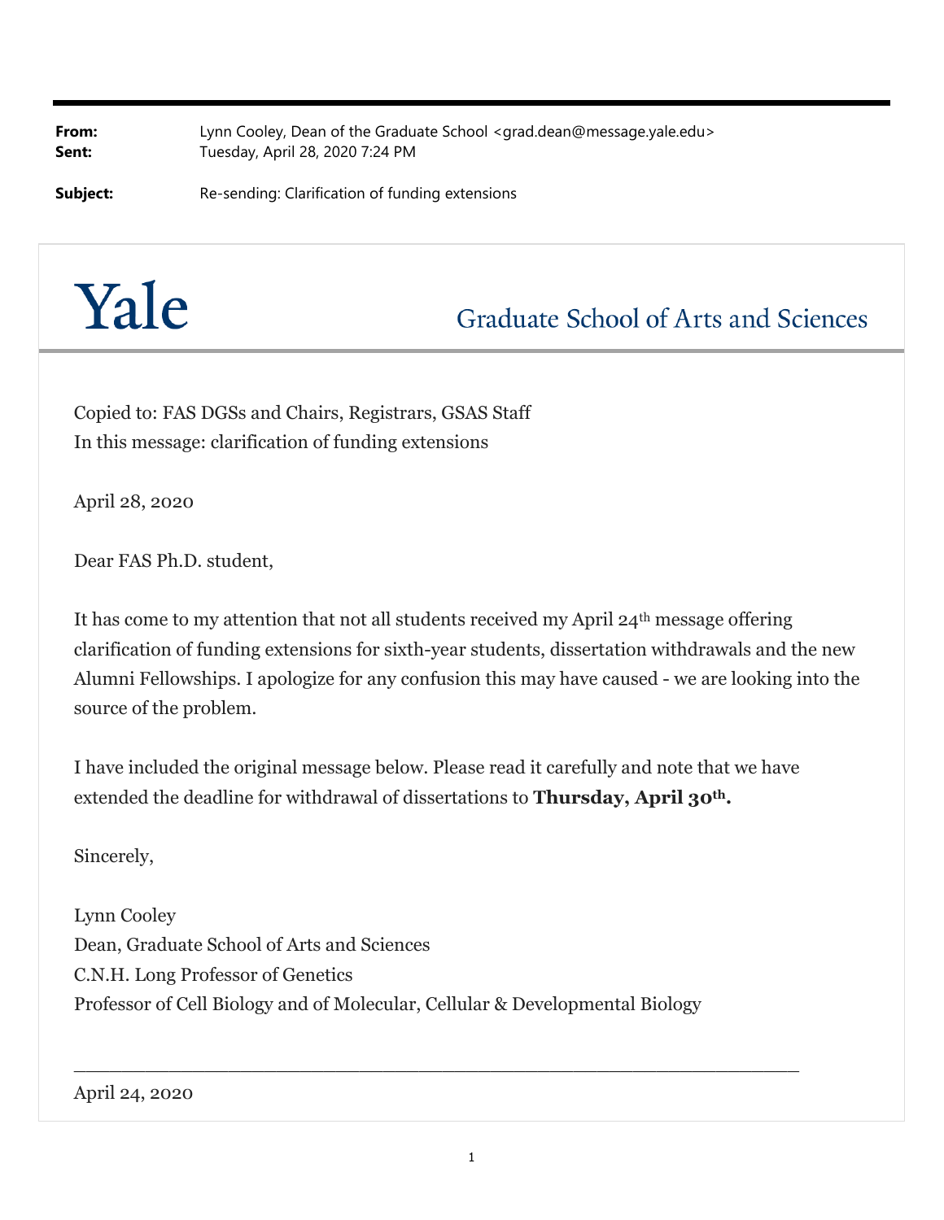**From:** Lynn Cooley, Dean of the Graduate School <grad.dean@message.yale.edu>
**Sent:** Tuesday, April 28, 2020 7:24 PM

**Subject:** Re-sending: Clarification of funding extensions

Yale

Graduate School of Arts and Sciences

Copied to: FAS DGSs and Chairs, Registrars, GSAS Staff
In this message: clarification of funding extensions

April 28, 2020

Dear FAS Ph.D. student,

It has come to my attention that not all students received my April 24th message offering clarification of funding extensions for sixth-year students, dissertation withdrawals and the new Alumni Fellowships. I apologize for any confusion this may have caused - we are looking into the source of the problem.

I have included the original message below. Please read it carefully and note that we have extended the deadline for withdrawal of dissertations to **Thursday, April 30th.**

Sincerely,

Lynn Cooley
Dean, Graduate School of Arts and Sciences
C.N.H. Long Professor of Genetics
Professor of Cell Biology and of Molecular, Cellular & Developmental Biology

---

April 24, 2020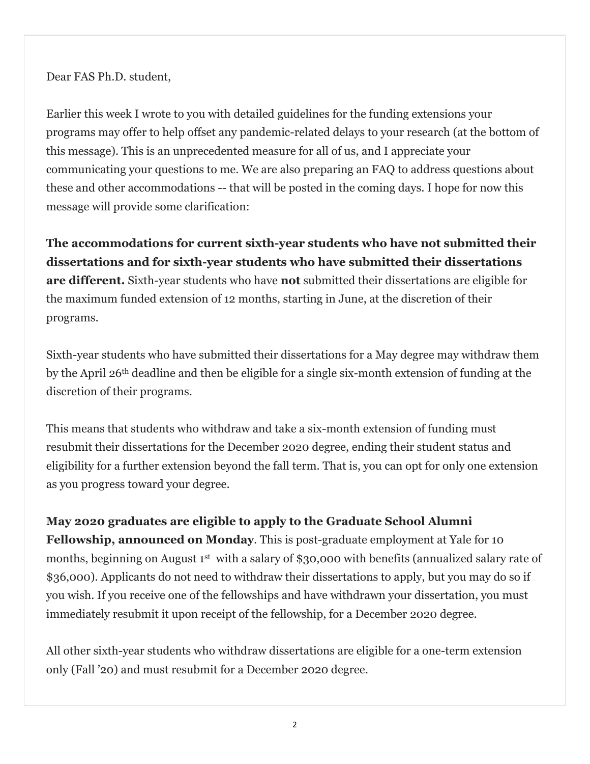Dear FAS Ph.D. student,

Earlier this week I wrote to you with detailed guidelines for the funding extensions your programs may offer to help offset any pandemic-related delays to your research (at the bottom of this message). This is an unprecedented measure for all of us, and I appreciate your communicating your questions to me. We are also preparing an FAQ to address questions about these and other accommodations -- that will be posted in the coming days. I hope for now this message will provide some clarification:

**The accommodations for current sixth-year students who have not submitted their dissertations and for sixth-year students who have submitted their dissertations are different.** Sixth-year students who have **not** submitted their dissertations are eligible for the maximum funded extension of 12 months, starting in June, at the discretion of their programs.

Sixth-year students who have submitted their dissertations for a May degree may withdraw them by the April 26th deadline and then be eligible for a single six-month extension of funding at the discretion of their programs.

This means that students who withdraw and take a six-month extension of funding must resubmit their dissertations for the December 2020 degree, ending their student status and eligibility for a further extension beyond the fall term. That is, you can opt for only one extension as you progress toward your degree.

**May 2020 graduates are eligible to apply to the Graduate School Alumni Fellowship, announced on Monday**. This is post-graduate employment at Yale for 10 months, beginning on August 1st with a salary of $30,000 with benefits (annualized salary rate of $36,000). Applicants do not need to withdraw their dissertations to apply, but you may do so if you wish. If you receive one of the fellowships and have withdrawn your dissertation, you must immediately resubmit it upon receipt of the fellowship, for a December 2020 degree.

All other sixth-year students who withdraw dissertations are eligible for a one-term extension only (Fall '20) and must resubmit for a December 2020 degree.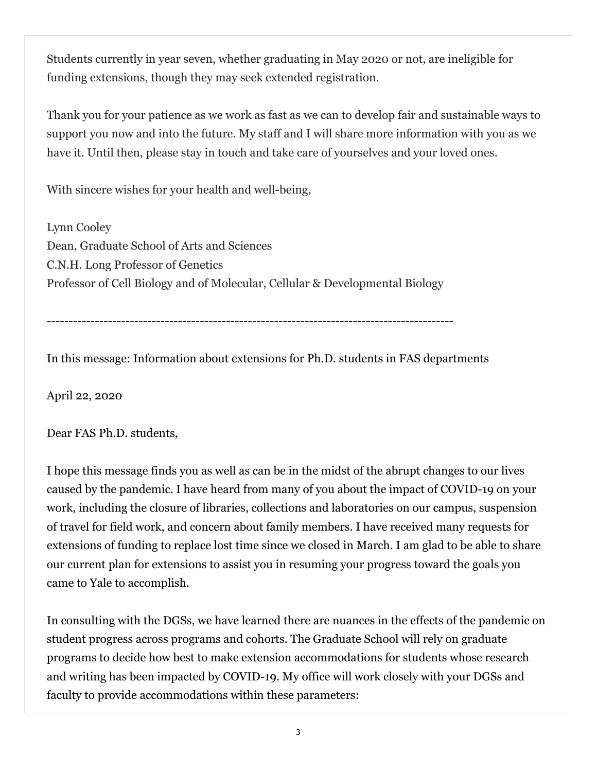Students currently in year seven, whether graduating in May 2020 or not, are ineligible for funding extensions, though they may seek extended registration.

Thank you for your patience as we work as fast as we can to develop fair and sustainable ways to support you now and into the future. My staff and I will share more information with you as we have it. Until then, please stay in touch and take care of yourselves and your loved ones.

With sincere wishes for your health and well-being,

Lynn Cooley
Dean, Graduate School of Arts and Sciences
C.N.H. Long Professor of Genetics
Professor of Cell Biology and of Molecular, Cellular & Developmental Biology

---

In this message: Information about extensions for Ph.D. students in FAS departments

April 22, 2020

Dear FAS Ph.D. students,

I hope this message finds you as well as can be in the midst of the abrupt changes to our lives caused by the pandemic. I have heard from many of you about the impact of COVID-19 on your work, including the closure of libraries, collections and laboratories on our campus, suspension of travel for field work, and concern about family members. I have received many requests for extensions of funding to replace lost time since we closed in March. I am glad to be able to share our current plan for extensions to assist you in resuming your progress toward the goals you came to Yale to accomplish.

In consulting with the DGSs, we have learned there are nuances in the effects of the pandemic on student progress across programs and cohorts. The Graduate School will rely on graduate programs to decide how best to make extension accommodations for students whose research and writing has been impacted by COVID-19. My office will work closely with your DGSs and faculty to provide accommodations within these parameters: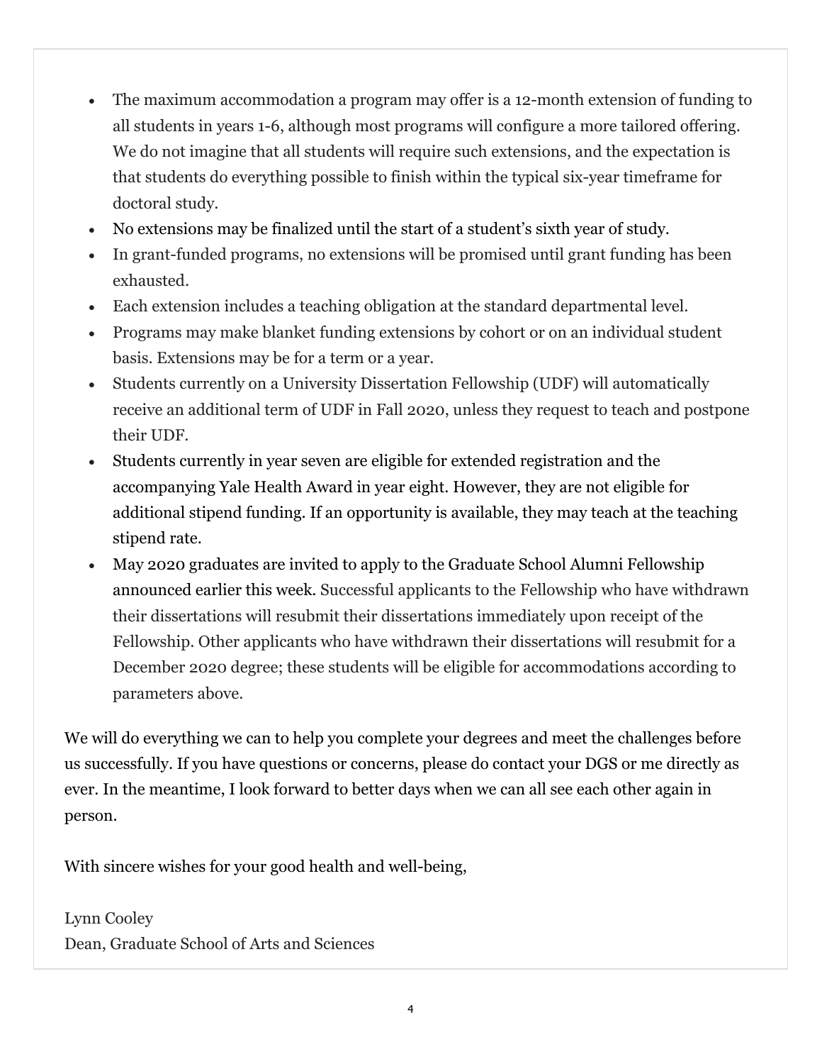- The maximum accommodation a program may offer is a 12-month extension of funding to all students in years 1-6, although most programs will configure a more tailored offering. We do not imagine that all students will require such extensions, and the expectation is that students do everything possible to finish within the typical six-year timeframe for doctoral study.
- No extensions may be finalized until the start of a student's sixth year of study.
- In grant-funded programs, no extensions will be promised until grant funding has been exhausted.
- Each extension includes a teaching obligation at the standard departmental level.
- Programs may make blanket funding extensions by cohort or on an individual student basis. Extensions may be for a term or a year.
- Students currently on a University Dissertation Fellowship (UDF) will automatically receive an additional term of UDF in Fall 2020, unless they request to teach and postpone their UDF.
- Students currently in year seven are eligible for extended registration and the accompanying Yale Health Award in year eight. However, they are not eligible for additional stipend funding. If an opportunity is available, they may teach at the teaching stipend rate.
- May 2020 graduates are invited to apply to the Graduate School Alumni Fellowship announced earlier this week. Successful applicants to the Fellowship who have withdrawn their dissertations will resubmit their dissertations immediately upon receipt of the Fellowship. Other applicants who have withdrawn their dissertations will resubmit for a December 2020 degree; these students will be eligible for accommodations according to parameters above.

We will do everything we can to help you complete your degrees and meet the challenges before us successfully. If you have questions or concerns, please do contact your DGS or me directly as ever. In the meantime, I look forward to better days when we can all see each other again in person.

With sincere wishes for your good health and well-being,

Lynn Cooley
Dean, Graduate School of Arts and Sciences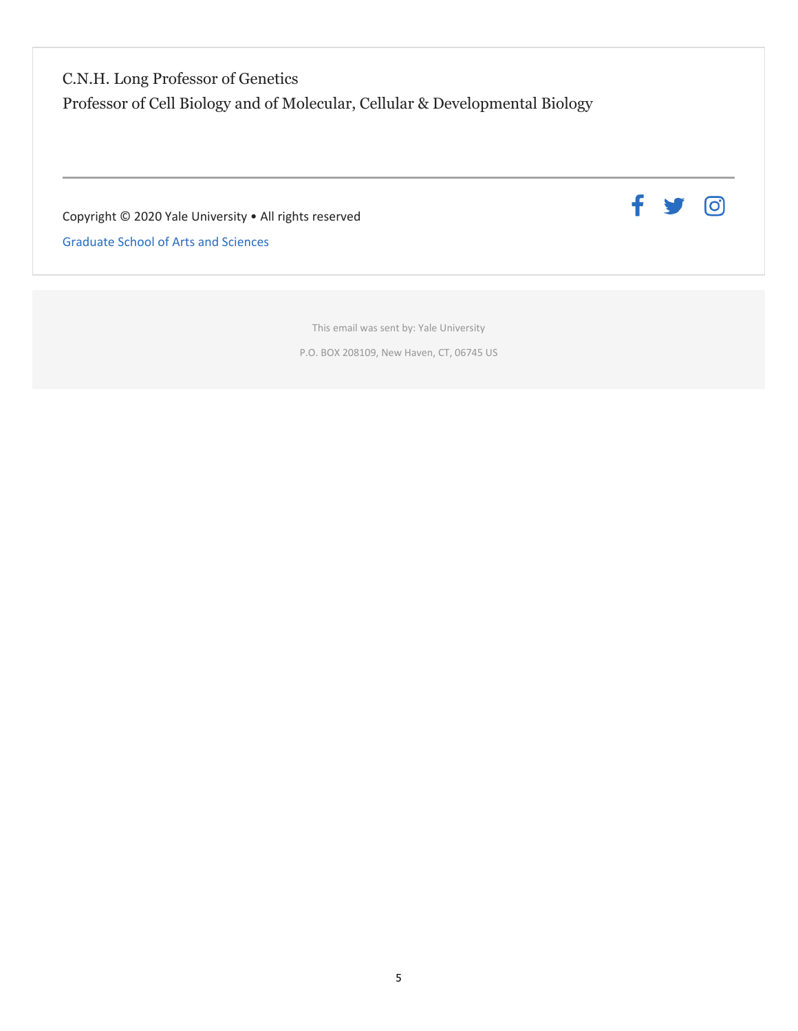C.N.H. Long Professor of Genetics

Professor of Cell Biology and of Molecular, Cellular & Developmental Biology

---

Copyright © 2020 Yale University • All rights reserved

Graduate School of Arts and Sciences

This email was sent by: Yale University

P.O. BOX 208109, New Haven, CT, 06745 US